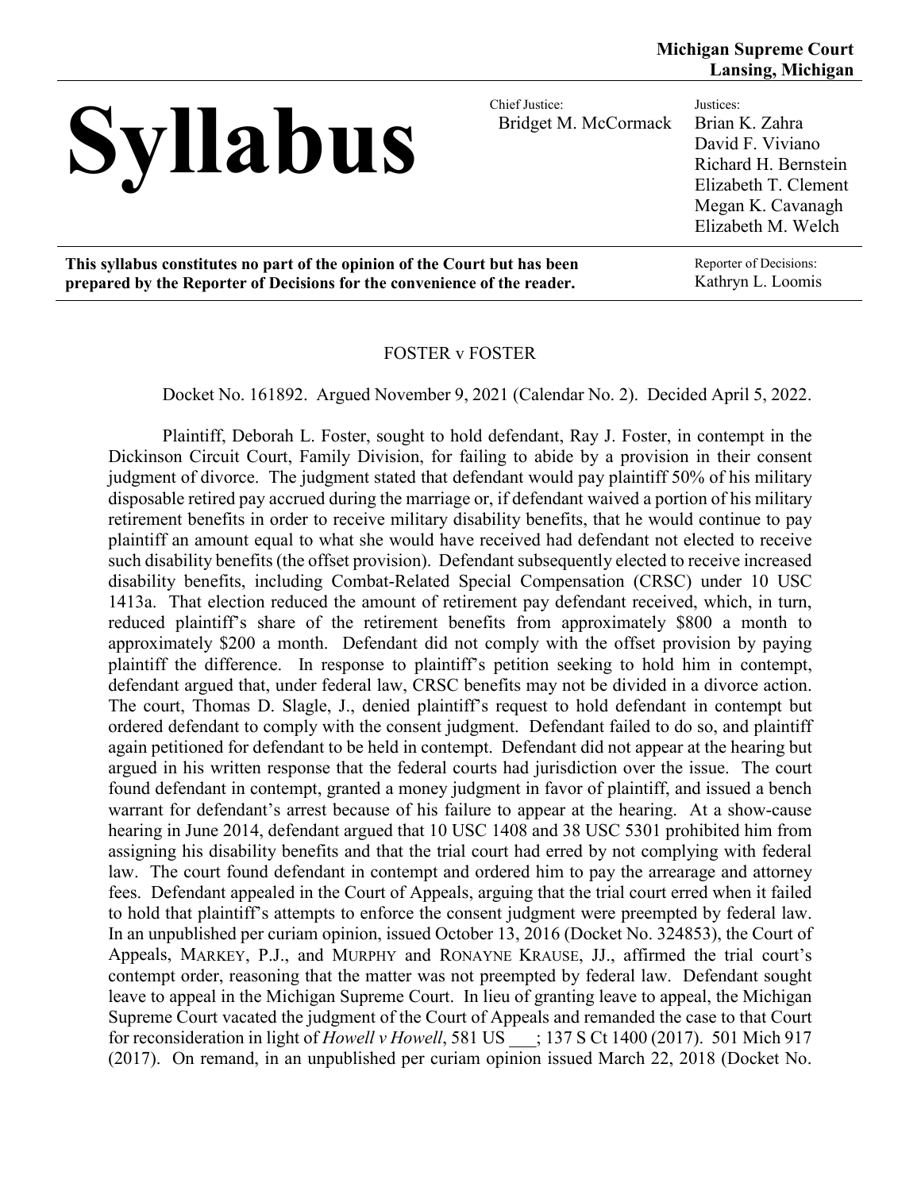**Michigan Supreme Court**
**Lansing, Michigan**

# Syllabus

Chief Justice:
Bridget M. McCormack

Justices:
Brian K. Zahra
David F. Viviano
Richard H. Bernstein
Elizabeth T. Clement
Megan K. Cavanagh
Elizabeth M. Welch

**This syllabus constitutes no part of the opinion of the Court but has been prepared by the Reporter of Decisions for the convenience of the reader.**

Reporter of Decisions:
Kathryn L. Loomis

FOSTER v FOSTER

Docket No. 161892. Argued November 9, 2021 (Calendar No. 2). Decided April 5, 2022.

Plaintiff, Deborah L. Foster, sought to hold defendant, Ray J. Foster, in contempt in the Dickinson Circuit Court, Family Division, for failing to abide by a provision in their consent judgment of divorce. The judgment stated that defendant would pay plaintiff 50% of his military disposable retired pay accrued during the marriage or, if defendant waived a portion of his military retirement benefits in order to receive military disability benefits, that he would continue to pay plaintiff an amount equal to what she would have received had defendant not elected to receive such disability benefits (the offset provision). Defendant subsequently elected to receive increased disability benefits, including Combat-Related Special Compensation (CRSC) under 10 USC 1413a. That election reduced the amount of retirement pay defendant received, which, in turn, reduced plaintiff's share of the retirement benefits from approximately $800 a month to approximately $200 a month. Defendant did not comply with the offset provision by paying plaintiff the difference. In response to plaintiff's petition seeking to hold him in contempt, defendant argued that, under federal law, CRSC benefits may not be divided in a divorce action. The court, Thomas D. Slagle, J., denied plaintiff's request to hold defendant in contempt but ordered defendant to comply with the consent judgment. Defendant failed to do so, and plaintiff again petitioned for defendant to be held in contempt. Defendant did not appear at the hearing but argued in his written response that the federal courts had jurisdiction over the issue. The court found defendant in contempt, granted a money judgment in favor of plaintiff, and issued a bench warrant for defendant's arrest because of his failure to appear at the hearing. At a show-cause hearing in June 2014, defendant argued that 10 USC 1408 and 38 USC 5301 prohibited him from assigning his disability benefits and that the trial court had erred by not complying with federal law. The court found defendant in contempt and ordered him to pay the arrearage and attorney fees. Defendant appealed in the Court of Appeals, arguing that the trial court erred when it failed to hold that plaintiff's attempts to enforce the consent judgment were preempted by federal law. In an unpublished per curiam opinion, issued October 13, 2016 (Docket No. 324853), the Court of Appeals, MARKEY, P.J., and MURPHY and RONAYNE KRAUSE, JJ., affirmed the trial court's contempt order, reasoning that the matter was not preempted by federal law. Defendant sought leave to appeal in the Michigan Supreme Court. In lieu of granting leave to appeal, the Michigan Supreme Court vacated the judgment of the Court of Appeals and remanded the case to that Court for reconsideration in light of *Howell v Howell*, 581 US ___; 137 S Ct 1400 (2017). 501 Mich 917 (2017). On remand, in an unpublished per curiam opinion issued March 22, 2018 (Docket No.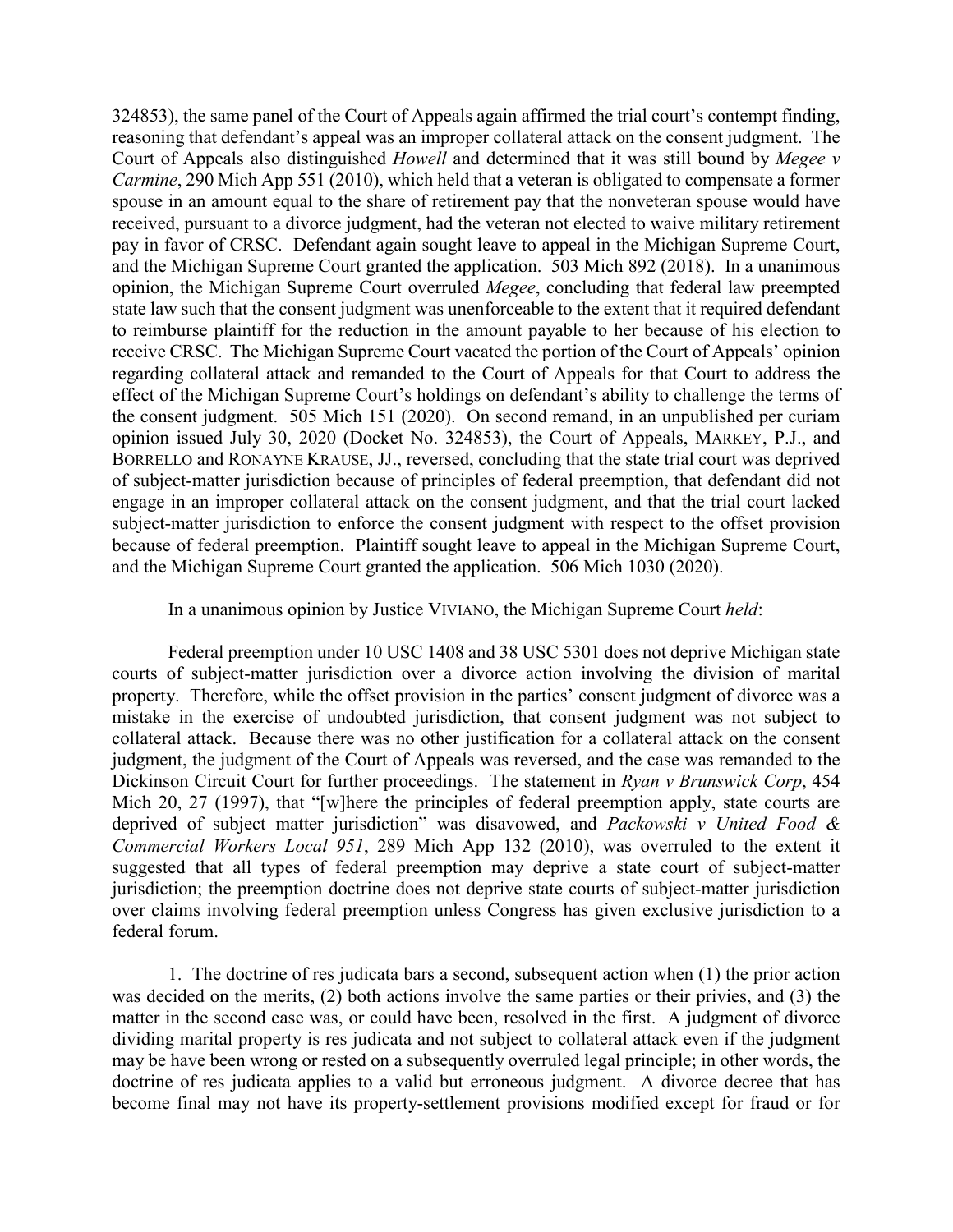324853), the same panel of the Court of Appeals again affirmed the trial court's contempt finding, reasoning that defendant's appeal was an improper collateral attack on the consent judgment. The Court of Appeals also distinguished *Howell* and determined that it was still bound by *Megee v Carmine*, 290 Mich App 551 (2010), which held that a veteran is obligated to compensate a former spouse in an amount equal to the share of retirement pay that the nonveteran spouse would have received, pursuant to a divorce judgment, had the veteran not elected to waive military retirement pay in favor of CRSC. Defendant again sought leave to appeal in the Michigan Supreme Court, and the Michigan Supreme Court granted the application. 503 Mich 892 (2018). In a unanimous opinion, the Michigan Supreme Court overruled *Megee*, concluding that federal law preempted state law such that the consent judgment was unenforceable to the extent that it required defendant to reimburse plaintiff for the reduction in the amount payable to her because of his election to receive CRSC. The Michigan Supreme Court vacated the portion of the Court of Appeals' opinion regarding collateral attack and remanded to the Court of Appeals for that Court to address the effect of the Michigan Supreme Court's holdings on defendant's ability to challenge the terms of the consent judgment. 505 Mich 151 (2020). On second remand, in an unpublished per curiam opinion issued July 30, 2020 (Docket No. 324853), the Court of Appeals, MARKEY, P.J., and BORRELLO and RONAYNE KRAUSE, JJ., reversed, concluding that the state trial court was deprived of subject-matter jurisdiction because of principles of federal preemption, that defendant did not engage in an improper collateral attack on the consent judgment, and that the trial court lacked subject-matter jurisdiction to enforce the consent judgment with respect to the offset provision because of federal preemption. Plaintiff sought leave to appeal in the Michigan Supreme Court, and the Michigan Supreme Court granted the application. 506 Mich 1030 (2020).

In a unanimous opinion by Justice VIVIANO, the Michigan Supreme Court *held*:

Federal preemption under 10 USC 1408 and 38 USC 5301 does not deprive Michigan state courts of subject-matter jurisdiction over a divorce action involving the division of marital property. Therefore, while the offset provision in the parties' consent judgment of divorce was a mistake in the exercise of undoubted jurisdiction, that consent judgment was not subject to collateral attack. Because there was no other justification for a collateral attack on the consent judgment, the judgment of the Court of Appeals was reversed, and the case was remanded to the Dickinson Circuit Court for further proceedings. The statement in *Ryan v Brunswick Corp*, 454 Mich 20, 27 (1997), that "[w]here the principles of federal preemption apply, state courts are deprived of subject matter jurisdiction" was disavowed, and *Packowski v United Food & Commercial Workers Local 951*, 289 Mich App 132 (2010), was overruled to the extent it suggested that all types of federal preemption may deprive a state court of subject-matter jurisdiction; the preemption doctrine does not deprive state courts of subject-matter jurisdiction over claims involving federal preemption unless Congress has given exclusive jurisdiction to a federal forum.

1. The doctrine of res judicata bars a second, subsequent action when (1) the prior action was decided on the merits, (2) both actions involve the same parties or their privies, and (3) the matter in the second case was, or could have been, resolved in the first. A judgment of divorce dividing marital property is res judicata and not subject to collateral attack even if the judgment may be have been wrong or rested on a subsequently overruled legal principle; in other words, the doctrine of res judicata applies to a valid but erroneous judgment. A divorce decree that has become final may not have its property-settlement provisions modified except for fraud or for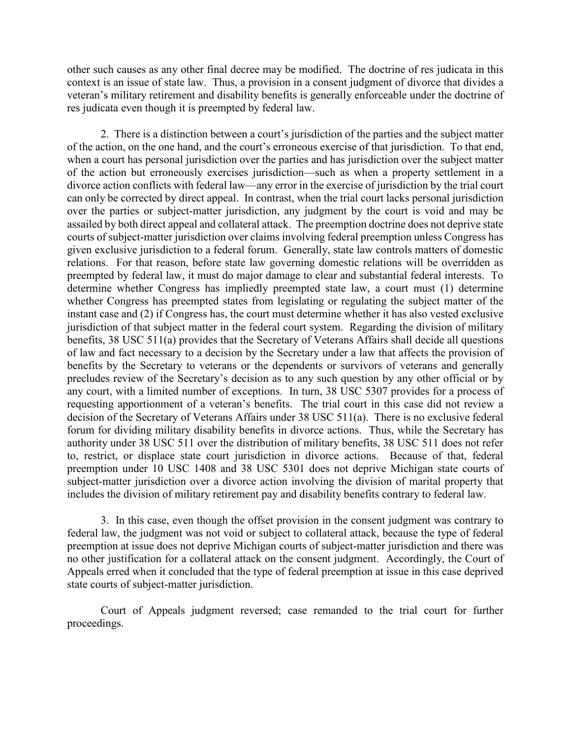other such causes as any other final decree may be modified. The doctrine of res judicata in this context is an issue of state law. Thus, a provision in a consent judgment of divorce that divides a veteran's military retirement and disability benefits is generally enforceable under the doctrine of res judicata even though it is preempted by federal law.

2. There is a distinction between a court's jurisdiction of the parties and the subject matter of the action, on the one hand, and the court's erroneous exercise of that jurisdiction. To that end, when a court has personal jurisdiction over the parties and has jurisdiction over the subject matter of the action but erroneously exercises jurisdiction—such as when a property settlement in a divorce action conflicts with federal law—any error in the exercise of jurisdiction by the trial court can only be corrected by direct appeal. In contrast, when the trial court lacks personal jurisdiction over the parties or subject-matter jurisdiction, any judgment by the court is void and may be assailed by both direct appeal and collateral attack. The preemption doctrine does not deprive state courts of subject-matter jurisdiction over claims involving federal preemption unless Congress has given exclusive jurisdiction to a federal forum. Generally, state law controls matters of domestic relations. For that reason, before state law governing domestic relations will be overridden as preempted by federal law, it must do major damage to clear and substantial federal interests. To determine whether Congress has impliedly preempted state law, a court must (1) determine whether Congress has preempted states from legislating or regulating the subject matter of the instant case and (2) if Congress has, the court must determine whether it has also vested exclusive jurisdiction of that subject matter in the federal court system. Regarding the division of military benefits, 38 USC 511(a) provides that the Secretary of Veterans Affairs shall decide all questions of law and fact necessary to a decision by the Secretary under a law that affects the provision of benefits by the Secretary to veterans or the dependents or survivors of veterans and generally precludes review of the Secretary's decision as to any such question by any other official or by any court, with a limited number of exceptions. In turn, 38 USC 5307 provides for a process of requesting apportionment of a veteran's benefits. The trial court in this case did not review a decision of the Secretary of Veterans Affairs under 38 USC 511(a). There is no exclusive federal forum for dividing military disability benefits in divorce actions. Thus, while the Secretary has authority under 38 USC 511 over the distribution of military benefits, 38 USC 511 does not refer to, restrict, or displace state court jurisdiction in divorce actions. Because of that, federal preemption under 10 USC 1408 and 38 USC 5301 does not deprive Michigan state courts of subject-matter jurisdiction over a divorce action involving the division of marital property that includes the division of military retirement pay and disability benefits contrary to federal law.

3. In this case, even though the offset provision in the consent judgment was contrary to federal law, the judgment was not void or subject to collateral attack, because the type of federal preemption at issue does not deprive Michigan courts of subject-matter jurisdiction and there was no other justification for a collateral attack on the consent judgment. Accordingly, the Court of Appeals erred when it concluded that the type of federal preemption at issue in this case deprived state courts of subject-matter jurisdiction.

Court of Appeals judgment reversed; case remanded to the trial court for further proceedings.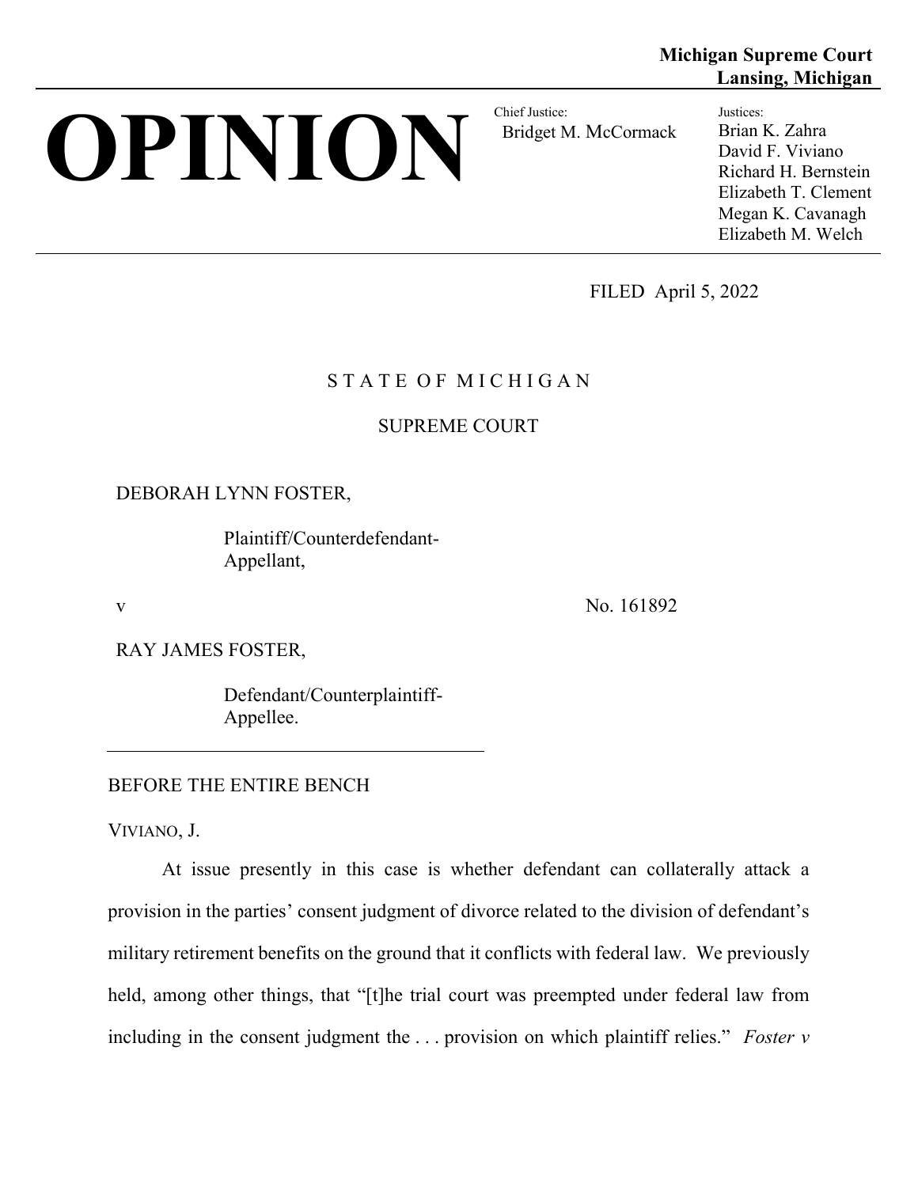**Michigan Supreme Court**
**Lansing, Michigan**

# OPINION

Chief Justice:
Bridget M. McCormack

Justices:
Brian K. Zahra
David F. Viviano
Richard H. Bernstein
Elizabeth T. Clement
Megan K. Cavanagh
Elizabeth M. Welch

FILED April 5, 2022

STATE OF MICHIGAN

SUPREME COURT

DEBORAH LYNN FOSTER,

Plaintiff/Counterdefendant-Appellant,

v

No. 161892

RAY JAMES FOSTER,

Defendant/Counterplaintiff-Appellee.

---

BEFORE THE ENTIRE BENCH

VIVIANO, J.

At issue presently in this case is whether defendant can collaterally attack a provision in the parties' consent judgment of divorce related to the division of defendant's military retirement benefits on the ground that it conflicts with federal law. We previously held, among other things, that "[t]he trial court was preempted under federal law from including in the consent judgment the . . . provision on which plaintiff relies." *Foster v*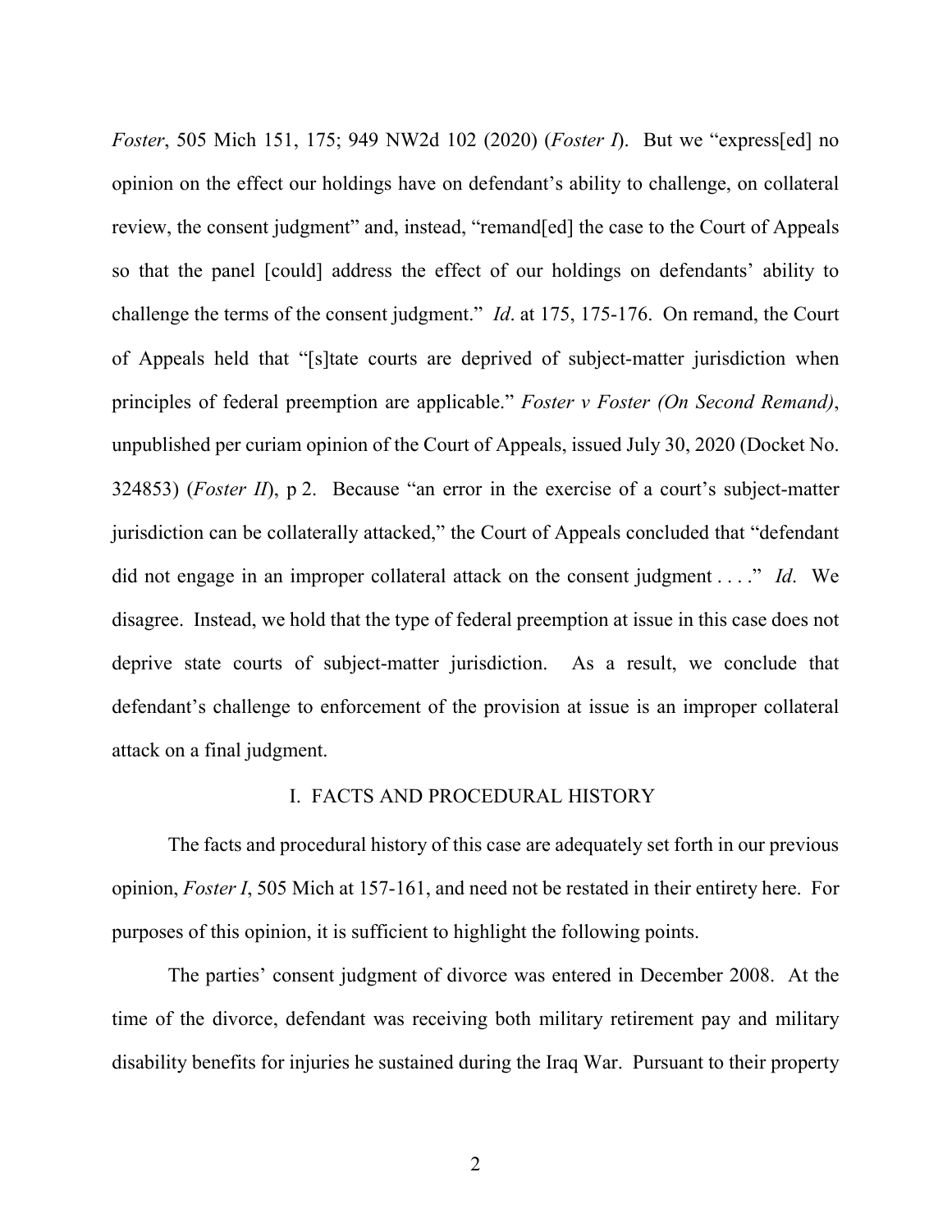*Foster*, 505 Mich 151, 175; 949 NW2d 102 (2020) (*Foster I*). But we "express[ed] no opinion on the effect our holdings have on defendant's ability to challenge, on collateral review, the consent judgment" and, instead, "remand[ed] the case to the Court of Appeals so that the panel [could] address the effect of our holdings on defendants' ability to challenge the terms of the consent judgment." *Id*. at 175, 175-176. On remand, the Court of Appeals held that "[s]tate courts are deprived of subject-matter jurisdiction when principles of federal preemption are applicable." *Foster v Foster (On Second Remand)*, unpublished per curiam opinion of the Court of Appeals, issued July 30, 2020 (Docket No. 324853) (*Foster II*), p 2. Because "an error in the exercise of a court's subject-matter jurisdiction can be collaterally attacked," the Court of Appeals concluded that "defendant did not engage in an improper collateral attack on the consent judgment . . . ." *Id*. We disagree. Instead, we hold that the type of federal preemption at issue in this case does not deprive state courts of subject-matter jurisdiction. As a result, we conclude that defendant's challenge to enforcement of the provision at issue is an improper collateral attack on a final judgment.

## I. FACTS AND PROCEDURAL HISTORY

The facts and procedural history of this case are adequately set forth in our previous opinion, *Foster I*, 505 Mich at 157-161, and need not be restated in their entirety here. For purposes of this opinion, it is sufficient to highlight the following points.

The parties' consent judgment of divorce was entered in December 2008. At the time of the divorce, defendant was receiving both military retirement pay and military disability benefits for injuries he sustained during the Iraq War. Pursuant to their property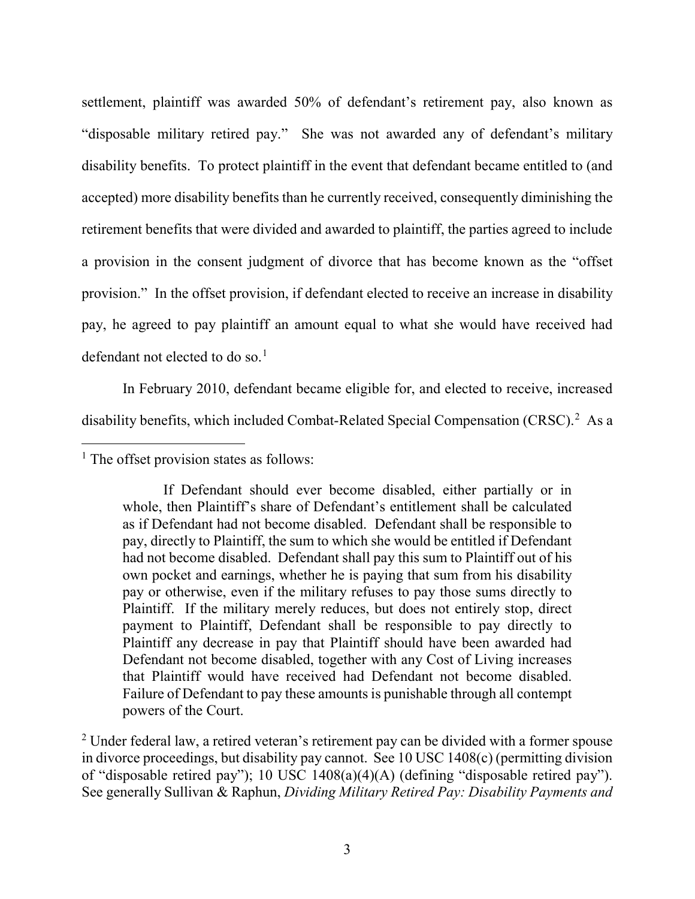settlement, plaintiff was awarded 50% of defendant's retirement pay, also known as "disposable military retired pay." She was not awarded any of defendant's military disability benefits. To protect plaintiff in the event that defendant became entitled to (and accepted) more disability benefits than he currently received, consequently diminishing the retirement benefits that were divided and awarded to plaintiff, the parties agreed to include a provision in the consent judgment of divorce that has become known as the "offset provision." In the offset provision, if defendant elected to receive an increase in disability pay, he agreed to pay plaintiff an amount equal to what she would have received had defendant not elected to do so.[1]

In February 2010, defendant became eligible for, and elected to receive, increased disability benefits, which included Combat-Related Special Compensation (CRSC).[2] As a

---

[1] The offset provision states as follows:

> If Defendant should ever become disabled, either partially or in whole, then Plaintiff's share of Defendant's entitlement shall be calculated as if Defendant had not become disabled. Defendant shall be responsible to pay, directly to Plaintiff, the sum to which she would be entitled if Defendant had not become disabled. Defendant shall pay this sum to Plaintiff out of his own pocket and earnings, whether he is paying that sum from his disability pay or otherwise, even if the military refuses to pay those sums directly to Plaintiff. If the military merely reduces, but does not entirely stop, direct payment to Plaintiff, Defendant shall be responsible to pay directly to Plaintiff any decrease in pay that Plaintiff should have been awarded had Defendant not become disabled, together with any Cost of Living increases that Plaintiff would have received had Defendant not become disabled. Failure of Defendant to pay these amounts is punishable through all contempt powers of the Court.

[2] Under federal law, a retired veteran's retirement pay can be divided with a former spouse in divorce proceedings, but disability pay cannot. See 10 USC 1408(c) (permitting division of "disposable retired pay"); 10 USC 1408(a)(4)(A) (defining "disposable retired pay"). See generally Sullivan & Raphun, *Dividing Military Retired Pay: Disability Payments and*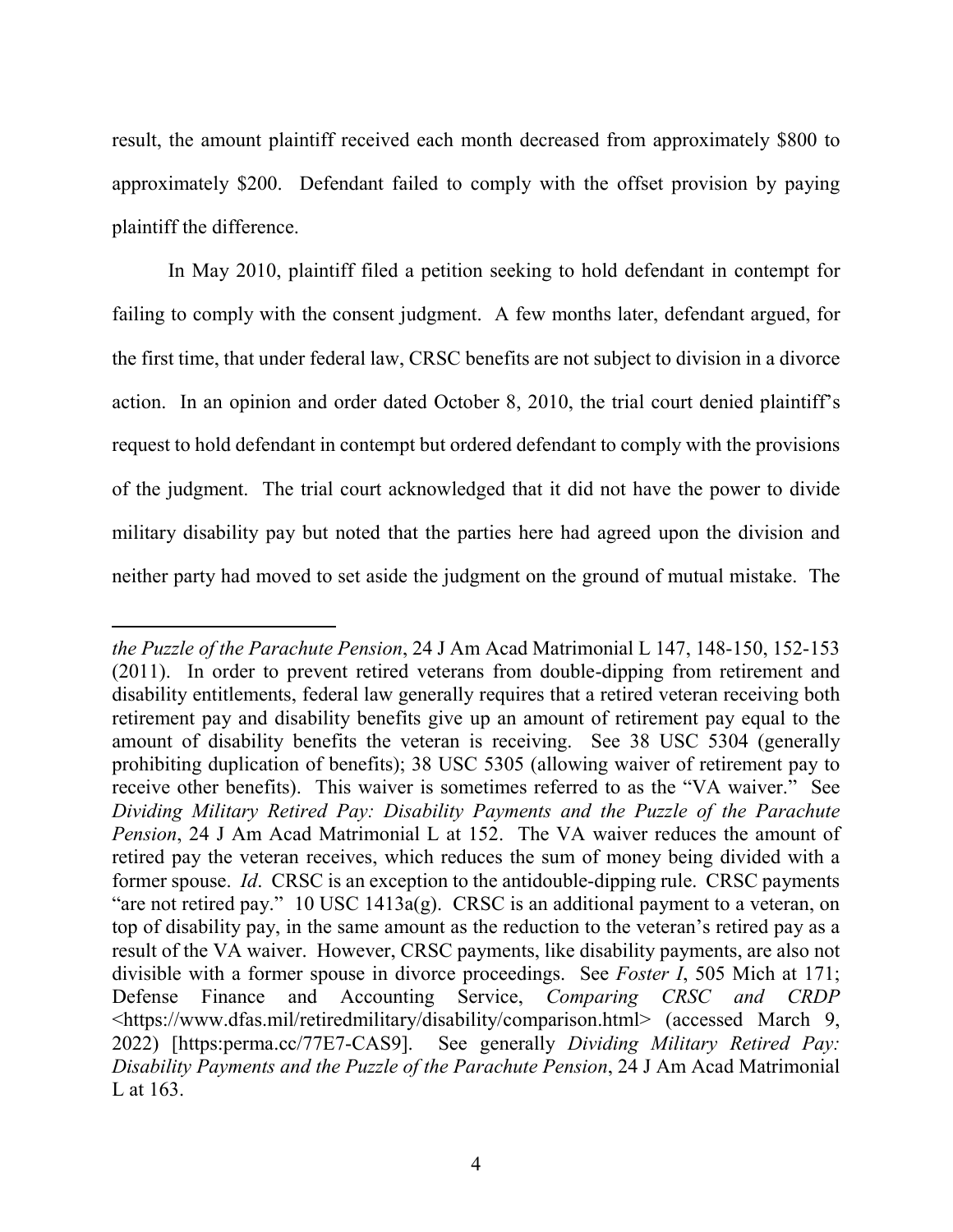result, the amount plaintiff received each month decreased from approximately $800 to approximately $200. Defendant failed to comply with the offset provision by paying plaintiff the difference.

In May 2010, plaintiff filed a petition seeking to hold defendant in contempt for failing to comply with the consent judgment. A few months later, defendant argued, for the first time, that under federal law, CRSC benefits are not subject to division in a divorce action. In an opinion and order dated October 8, 2010, the trial court denied plaintiff's request to hold defendant in contempt but ordered defendant to comply with the provisions of the judgment. The trial court acknowledged that it did not have the power to divide military disability pay but noted that the parties here had agreed upon the division and neither party had moved to set aside the judgment on the ground of mutual mistake. The

---

*the Puzzle of the Parachute Pension*, 24 J Am Acad Matrimonial L 147, 148-150, 152-153 (2011). In order to prevent retired veterans from double-dipping from retirement and disability entitlements, federal law generally requires that a retired veteran receiving both retirement pay and disability benefits give up an amount of retirement pay equal to the amount of disability benefits the veteran is receiving. See 38 USC 5304 (generally prohibiting duplication of benefits); 38 USC 5305 (allowing waiver of retirement pay to receive other benefits). This waiver is sometimes referred to as the "VA waiver." See *Dividing Military Retired Pay: Disability Payments and the Puzzle of the Parachute Pension*, 24 J Am Acad Matrimonial L at 152. The VA waiver reduces the amount of retired pay the veteran receives, which reduces the sum of money being divided with a former spouse. *Id*. CRSC is an exception to the antidouble-dipping rule. CRSC payments "are not retired pay." 10 USC 1413a(g). CRSC is an additional payment to a veteran, on top of disability pay, in the same amount as the reduction to the veteran's retired pay as a result of the VA waiver. However, CRSC payments, like disability payments, are also not divisible with a former spouse in divorce proceedings. See *Foster I*, 505 Mich at 171; Defense Finance and Accounting Service, *Comparing CRSC and CRDP* <https://www.dfas.mil/retiredmilitary/disability/comparison.html> (accessed March 9, 2022) [https:perma.cc/77E7-CAS9]. See generally *Dividing Military Retired Pay: Disability Payments and the Puzzle of the Parachute Pension*, 24 J Am Acad Matrimonial L at 163.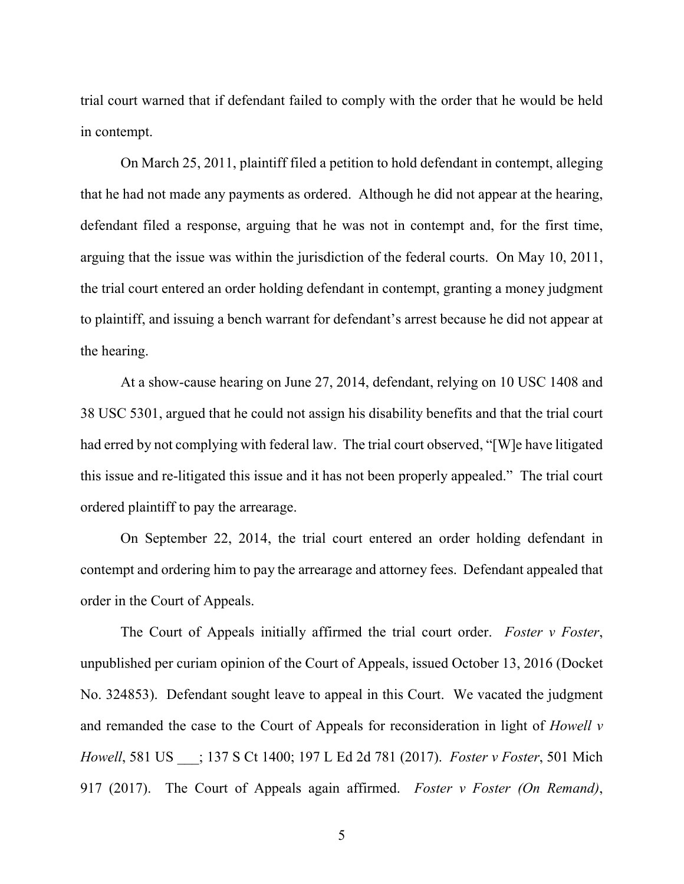trial court warned that if defendant failed to comply with the order that he would be held in contempt.

On March 25, 2011, plaintiff filed a petition to hold defendant in contempt, alleging that he had not made any payments as ordered. Although he did not appear at the hearing, defendant filed a response, arguing that he was not in contempt and, for the first time, arguing that the issue was within the jurisdiction of the federal courts. On May 10, 2011, the trial court entered an order holding defendant in contempt, granting a money judgment to plaintiff, and issuing a bench warrant for defendant's arrest because he did not appear at the hearing.

At a show-cause hearing on June 27, 2014, defendant, relying on 10 USC 1408 and 38 USC 5301, argued that he could not assign his disability benefits and that the trial court had erred by not complying with federal law. The trial court observed, "[W]e have litigated this issue and re-litigated this issue and it has not been properly appealed." The trial court ordered plaintiff to pay the arrearage.

On September 22, 2014, the trial court entered an order holding defendant in contempt and ordering him to pay the arrearage and attorney fees. Defendant appealed that order in the Court of Appeals.

The Court of Appeals initially affirmed the trial court order. *Foster v Foster*, unpublished per curiam opinion of the Court of Appeals, issued October 13, 2016 (Docket No. 324853). Defendant sought leave to appeal in this Court. We vacated the judgment and remanded the case to the Court of Appeals for reconsideration in light of *Howell v Howell*, 581 US ___; 137 S Ct 1400; 197 L Ed 2d 781 (2017). *Foster v Foster*, 501 Mich 917 (2017). The Court of Appeals again affirmed. *Foster v Foster (On Remand)*,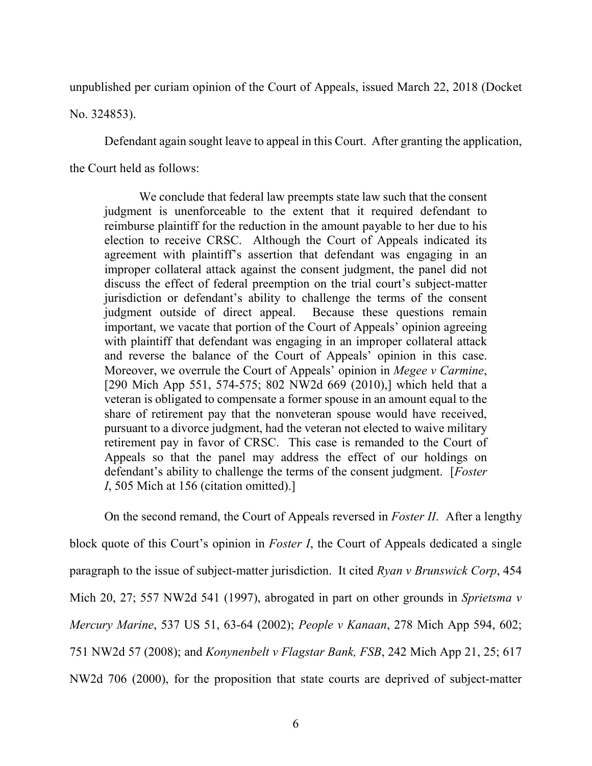unpublished per curiam opinion of the Court of Appeals, issued March 22, 2018 (Docket No. 324853).

Defendant again sought leave to appeal in this Court. After granting the application, the Court held as follows:

> We conclude that federal law preempts state law such that the consent judgment is unenforceable to the extent that it required defendant to reimburse plaintiff for the reduction in the amount payable to her due to his election to receive CRSC. Although the Court of Appeals indicated its agreement with plaintiff's assertion that defendant was engaging in an improper collateral attack against the consent judgment, the panel did not discuss the effect of federal preemption on the trial court's subject-matter jurisdiction or defendant's ability to challenge the terms of the consent judgment outside of direct appeal. Because these questions remain important, we vacate that portion of the Court of Appeals' opinion agreeing with plaintiff that defendant was engaging in an improper collateral attack and reverse the balance of the Court of Appeals' opinion in this case. Moreover, we overrule the Court of Appeals' opinion in *Megee v Carmine*, [290 Mich App 551, 574-575; 802 NW2d 669 (2010),] which held that a veteran is obligated to compensate a former spouse in an amount equal to the share of retirement pay that the nonveteran spouse would have received, pursuant to a divorce judgment, had the veteran not elected to waive military retirement pay in favor of CRSC. This case is remanded to the Court of Appeals so that the panel may address the effect of our holdings on defendant's ability to challenge the terms of the consent judgment. [*Foster I*, 505 Mich at 156 (citation omitted).]

On the second remand, the Court of Appeals reversed in *Foster II*. After a lengthy block quote of this Court's opinion in *Foster I*, the Court of Appeals dedicated a single paragraph to the issue of subject-matter jurisdiction. It cited *Ryan v Brunswick Corp*, 454 Mich 20, 27; 557 NW2d 541 (1997), abrogated in part on other grounds in *Sprietsma v Mercury Marine*, 537 US 51, 63-64 (2002); *People v Kanaan*, 278 Mich App 594, 602; 751 NW2d 57 (2008); and *Konynenbelt v Flagstar Bank, FSB*, 242 Mich App 21, 25; 617 NW2d 706 (2000), for the proposition that state courts are deprived of subject-matter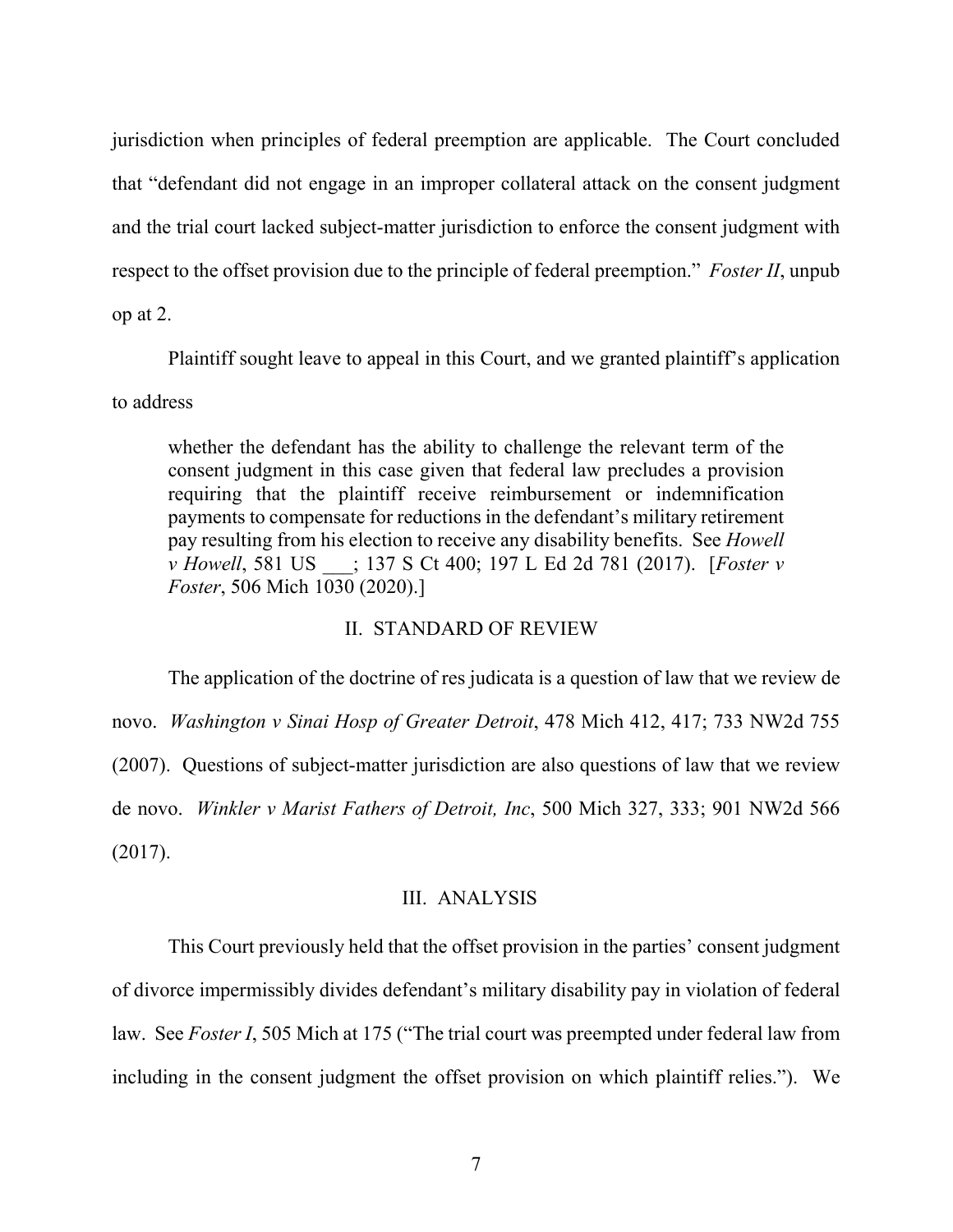jurisdiction when principles of federal preemption are applicable. The Court concluded that "defendant did not engage in an improper collateral attack on the consent judgment and the trial court lacked subject-matter jurisdiction to enforce the consent judgment with respect to the offset provision due to the principle of federal preemption." *Foster II*, unpub op at 2.

Plaintiff sought leave to appeal in this Court, and we granted plaintiff's application to address

> whether the defendant has the ability to challenge the relevant term of the consent judgment in this case given that federal law precludes a provision requiring that the plaintiff receive reimbursement or indemnification payments to compensate for reductions in the defendant's military retirement pay resulting from his election to receive any disability benefits. See *Howell v Howell*, 581 US ___; 137 S Ct 400; 197 L Ed 2d 781 (2017). [*Foster v Foster*, 506 Mich 1030 (2020).]

## II. STANDARD OF REVIEW

The application of the doctrine of res judicata is a question of law that we review de novo. *Washington v Sinai Hosp of Greater Detroit*, 478 Mich 412, 417; 733 NW2d 755 (2007). Questions of subject-matter jurisdiction are also questions of law that we review de novo. *Winkler v Marist Fathers of Detroit, Inc*, 500 Mich 327, 333; 901 NW2d 566 (2017).

## III. ANALYSIS

This Court previously held that the offset provision in the parties' consent judgment of divorce impermissibly divides defendant's military disability pay in violation of federal law. See *Foster I*, 505 Mich at 175 ("The trial court was preempted under federal law from including in the consent judgment the offset provision on which plaintiff relies."). We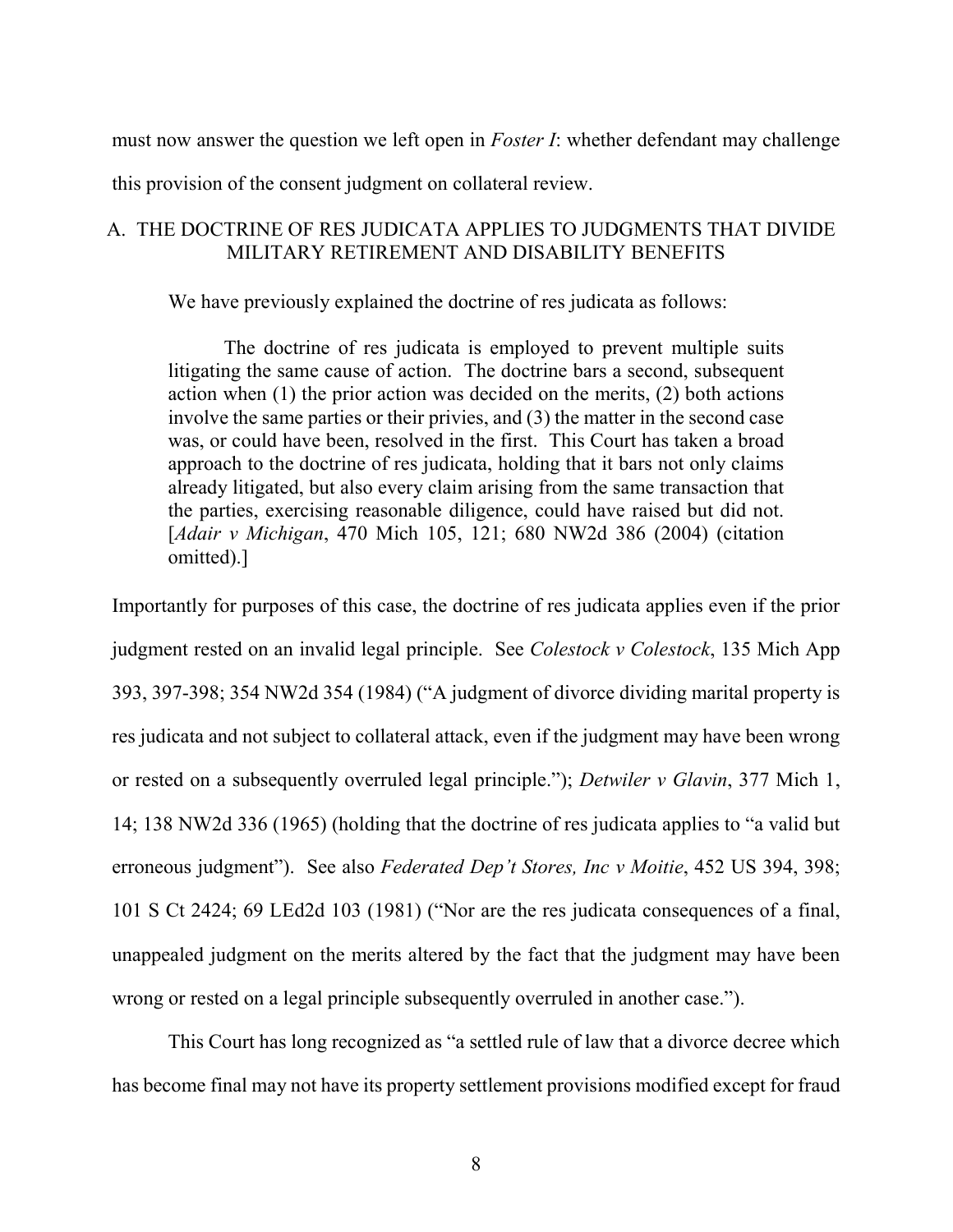must now answer the question we left open in *Foster I*: whether defendant may challenge this provision of the consent judgment on collateral review.

## A. THE DOCTRINE OF RES JUDICATA APPLIES TO JUDGMENTS THAT DIVIDE MILITARY RETIREMENT AND DISABILITY BENEFITS

We have previously explained the doctrine of res judicata as follows:

> The doctrine of res judicata is employed to prevent multiple suits litigating the same cause of action. The doctrine bars a second, subsequent action when (1) the prior action was decided on the merits, (2) both actions involve the same parties or their privies, and (3) the matter in the second case was, or could have been, resolved in the first. This Court has taken a broad approach to the doctrine of res judicata, holding that it bars not only claims already litigated, but also every claim arising from the same transaction that the parties, exercising reasonable diligence, could have raised but did not. [*Adair v Michigan*, 470 Mich 105, 121; 680 NW2d 386 (2004) (citation omitted).]

Importantly for purposes of this case, the doctrine of res judicata applies even if the prior judgment rested on an invalid legal principle. See *Colestock v Colestock*, 135 Mich App 393, 397-398; 354 NW2d 354 (1984) ("A judgment of divorce dividing marital property is res judicata and not subject to collateral attack, even if the judgment may have been wrong or rested on a subsequently overruled legal principle."); *Detwiler v Glavin*, 377 Mich 1, 14; 138 NW2d 336 (1965) (holding that the doctrine of res judicata applies to "a valid but erroneous judgment"). See also *Federated Dep't Stores, Inc v Moitie*, 452 US 394, 398; 101 S Ct 2424; 69 LEd2d 103 (1981) ("Nor are the res judicata consequences of a final, unappealed judgment on the merits altered by the fact that the judgment may have been wrong or rested on a legal principle subsequently overruled in another case.").

This Court has long recognized as "a settled rule of law that a divorce decree which has become final may not have its property settlement provisions modified except for fraud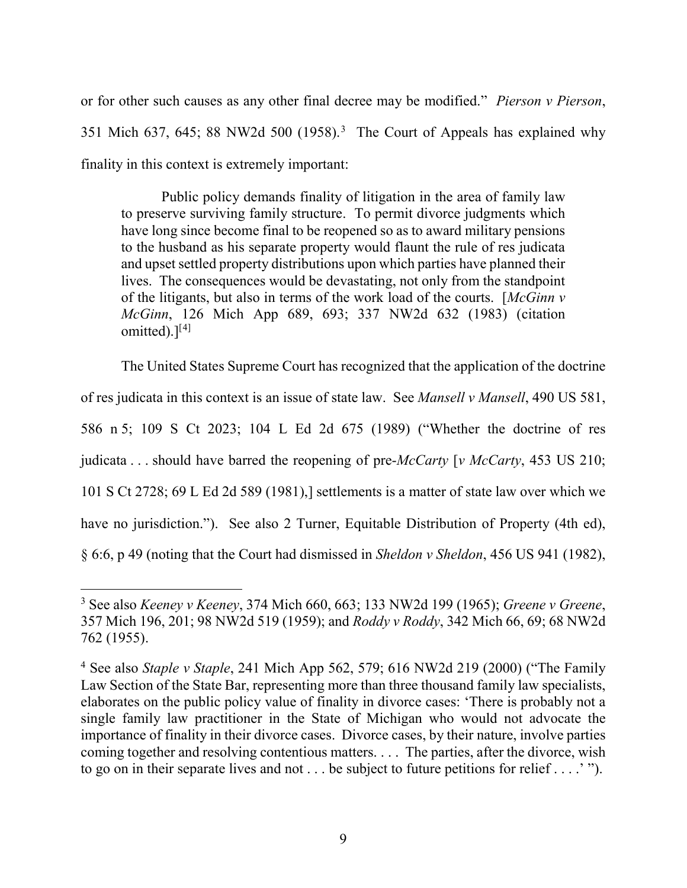or for other such causes as any other final decree may be modified." *Pierson v Pierson*, 351 Mich 637, 645; 88 NW2d 500 (1958).[3] The Court of Appeals has explained why finality in this context is extremely important:

> Public policy demands finality of litigation in the area of family law to preserve surviving family structure. To permit divorce judgments which have long since become final to be reopened so as to award military pensions to the husband as his separate property would flaunt the rule of res judicata and upset settled property distributions upon which parties have planned their lives. The consequences would be devastating, not only from the standpoint of the litigants, but also in terms of the work load of the courts. [*McGinn v McGinn*, 126 Mich App 689, 693; 337 NW2d 632 (1983) (citation omitted).][4]

The United States Supreme Court has recognized that the application of the doctrine of res judicata in this context is an issue of state law. See *Mansell v Mansell*, 490 US 581, 586 n 5; 109 S Ct 2023; 104 L Ed 2d 675 (1989) ("Whether the doctrine of res judicata . . . should have barred the reopening of pre-*McCarty* [*v McCarty*, 453 US 210; 101 S Ct 2728; 69 L Ed 2d 589 (1981),] settlements is a matter of state law over which we have no jurisdiction."). See also 2 Turner, Equitable Distribution of Property (4th ed), § 6:6, p 49 (noting that the Court had dismissed in *Sheldon v Sheldon*, 456 US 941 (1982),

---

[3] See also *Keeney v Keeney*, 374 Mich 660, 663; 133 NW2d 199 (1965); *Greene v Greene*, 357 Mich 196, 201; 98 NW2d 519 (1959); and *Roddy v Roddy*, 342 Mich 66, 69; 68 NW2d 762 (1955).

[4] See also *Staple v Staple*, 241 Mich App 562, 579; 616 NW2d 219 (2000) ("The Family Law Section of the State Bar, representing more than three thousand family law specialists, elaborates on the public policy value of finality in divorce cases: 'There is probably not a single family law practitioner in the State of Michigan who would not advocate the importance of finality in their divorce cases. Divorce cases, by their nature, involve parties coming together and resolving contentious matters. . . . The parties, after the divorce, wish to go on in their separate lives and not . . . be subject to future petitions for relief . . . .' ").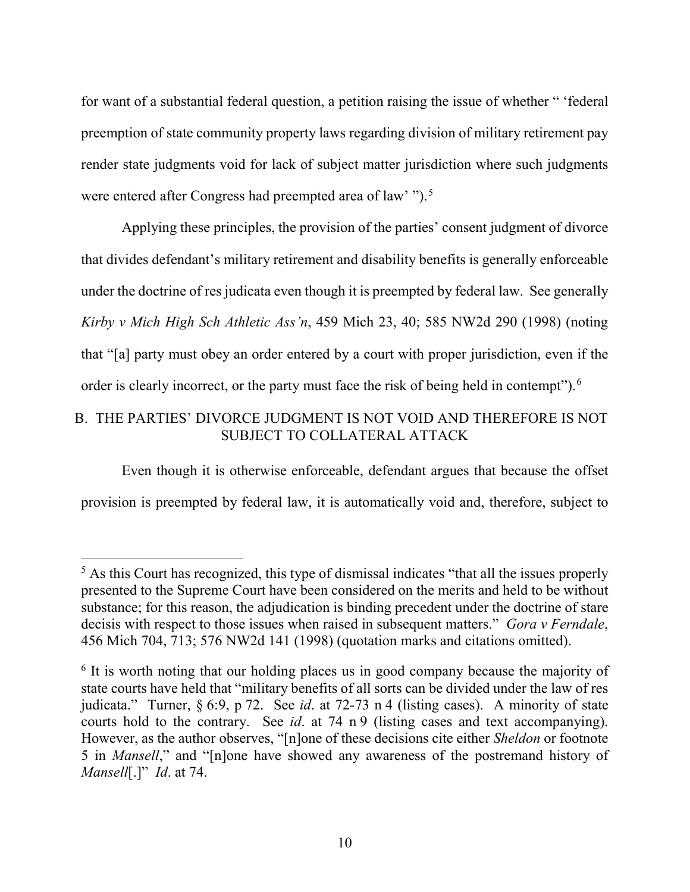for want of a substantial federal question, a petition raising the issue of whether " 'federal preemption of state community property laws regarding division of military retirement pay render state judgments void for lack of subject matter jurisdiction where such judgments were entered after Congress had preempted area of law' ").[5]

Applying these principles, the provision of the parties' consent judgment of divorce that divides defendant's military retirement and disability benefits is generally enforceable under the doctrine of res judicata even though it is preempted by federal law. See generally *Kirby v Mich High Sch Athletic Ass'n*, 459 Mich 23, 40; 585 NW2d 290 (1998) (noting that "[a] party must obey an order entered by a court with proper jurisdiction, even if the order is clearly incorrect, or the party must face the risk of being held in contempt").[6]

## B. THE PARTIES' DIVORCE JUDGMENT IS NOT VOID AND THEREFORE IS NOT SUBJECT TO COLLATERAL ATTACK

Even though it is otherwise enforceable, defendant argues that because the offset provision is preempted by federal law, it is automatically void and, therefore, subject to

---

[5] As this Court has recognized, this type of dismissal indicates "that all the issues properly presented to the Supreme Court have been considered on the merits and held to be without substance; for this reason, the adjudication is binding precedent under the doctrine of stare decisis with respect to those issues when raised in subsequent matters." *Gora v Ferndale*, 456 Mich 704, 713; 576 NW2d 141 (1998) (quotation marks and citations omitted).

[6] It is worth noting that our holding places us in good company because the majority of state courts have held that "military benefits of all sorts can be divided under the law of res judicata." Turner, § 6:9, p 72. See *id*. at 72-73 n 4 (listing cases). A minority of state courts hold to the contrary. See *id*. at 74 n 9 (listing cases and text accompanying). However, as the author observes, "[n]one of these decisions cite either *Sheldon* or footnote 5 in *Mansell*," and "[n]one have showed any awareness of the postremand history of *Mansell*[.]" *Id*. at 74.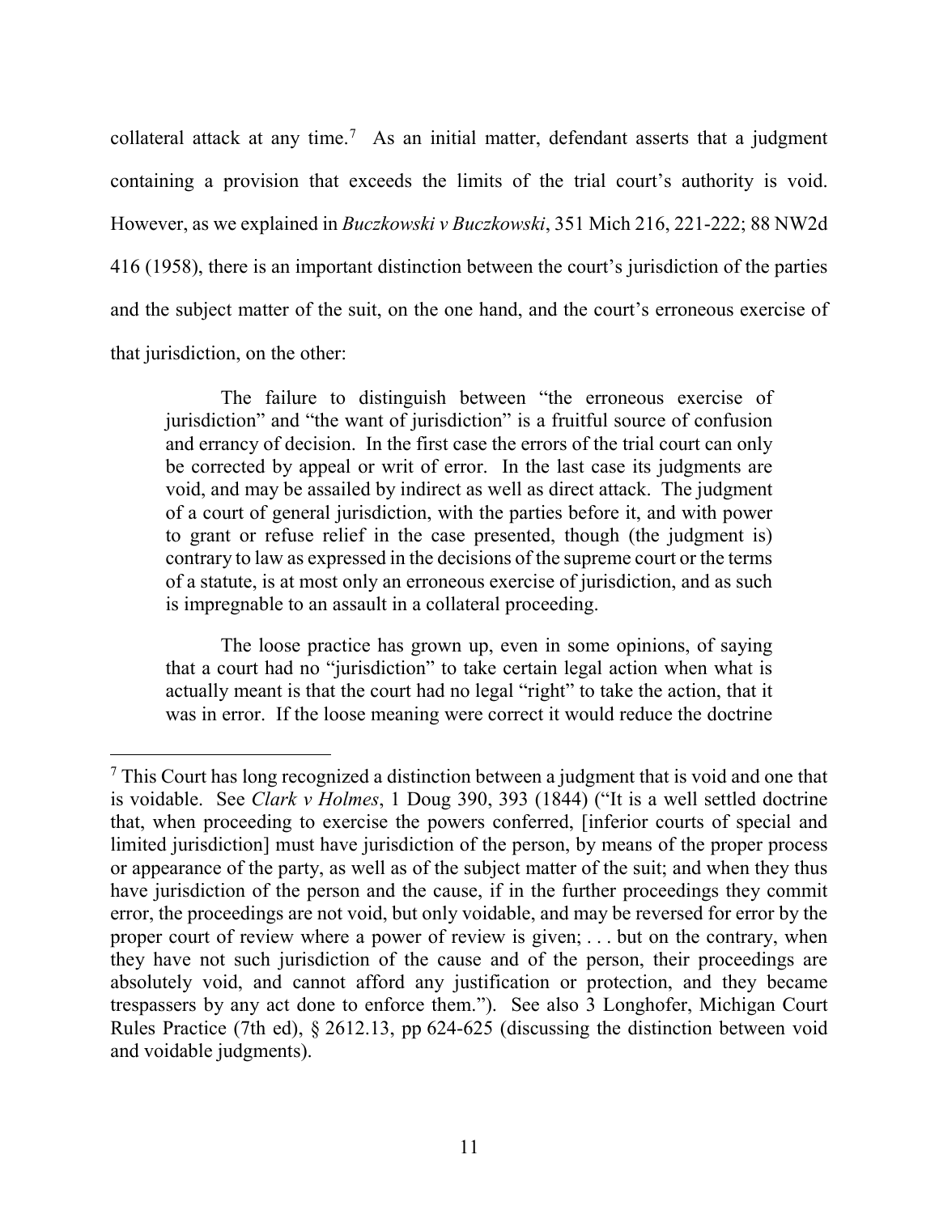collateral attack at any time.[7] As an initial matter, defendant asserts that a judgment containing a provision that exceeds the limits of the trial court's authority is void. However, as we explained in *Buczkowski v Buczkowski*, 351 Mich 216, 221-222; 88 NW2d 416 (1958), there is an important distinction between the court's jurisdiction of the parties and the subject matter of the suit, on the one hand, and the court's erroneous exercise of that jurisdiction, on the other:

> The failure to distinguish between "the erroneous exercise of jurisdiction" and "the want of jurisdiction" is a fruitful source of confusion and errancy of decision. In the first case the errors of the trial court can only be corrected by appeal or writ of error. In the last case its judgments are void, and may be assailed by indirect as well as direct attack. The judgment of a court of general jurisdiction, with the parties before it, and with power to grant or refuse relief in the case presented, though (the judgment is) contrary to law as expressed in the decisions of the supreme court or the terms of a statute, is at most only an erroneous exercise of jurisdiction, and as such is impregnable to an assault in a collateral proceeding.
>
> The loose practice has grown up, even in some opinions, of saying that a court had no "jurisdiction" to take certain legal action when what is actually meant is that the court had no legal "right" to take the action, that it was in error. If the loose meaning were correct it would reduce the doctrine

---

[7] This Court has long recognized a distinction between a judgment that is void and one that is voidable. See *Clark v Holmes*, 1 Doug 390, 393 (1844) ("It is a well settled doctrine that, when proceeding to exercise the powers conferred, [inferior courts of special and limited jurisdiction] must have jurisdiction of the person, by means of the proper process or appearance of the party, as well as of the subject matter of the suit; and when they thus have jurisdiction of the person and the cause, if in the further proceedings they commit error, the proceedings are not void, but only voidable, and may be reversed for error by the proper court of review where a power of review is given; . . . but on the contrary, when they have not such jurisdiction of the cause and of the person, their proceedings are absolutely void, and cannot afford any justification or protection, and they became trespassers by any act done to enforce them."). See also 3 Longhofer, Michigan Court Rules Practice (7th ed), § 2612.13, pp 624-625 (discussing the distinction between void and voidable judgments).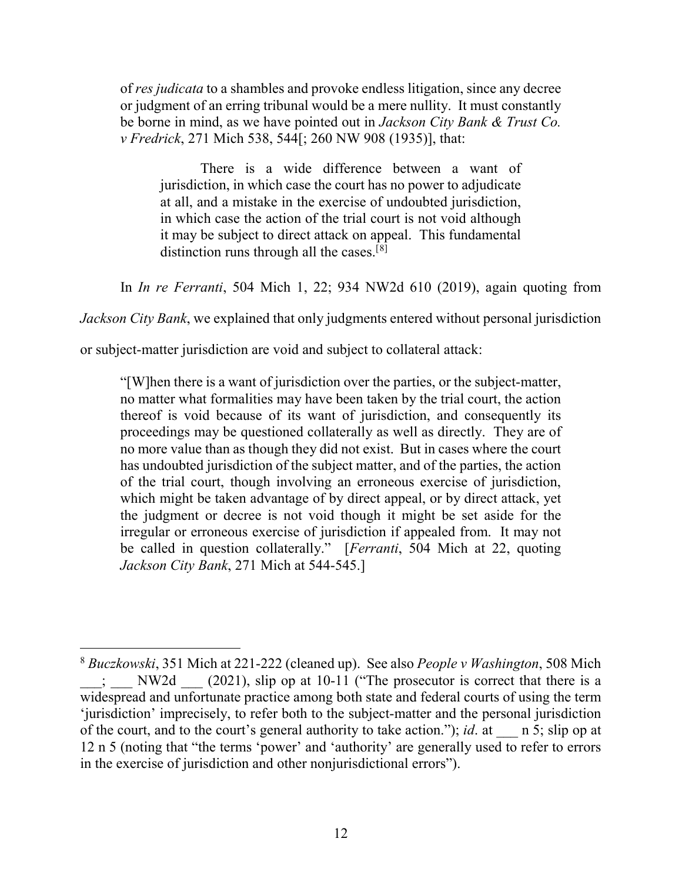of *res judicata* to a shambles and provoke endless litigation, since any decree or judgment of an erring tribunal would be a mere nullity. It must constantly be borne in mind, as we have pointed out in *Jackson City Bank & Trust Co. v Fredrick*, 271 Mich 538, 544[; 260 NW 908 (1935)], that:

> There is a wide difference between a want of jurisdiction, in which case the court has no power to adjudicate at all, and a mistake in the exercise of undoubted jurisdiction, in which case the action of the trial court is not void although it may be subject to direct attack on appeal. This fundamental distinction runs through all the cases.[8]

In *In re Ferranti*, 504 Mich 1, 22; 934 NW2d 610 (2019), again quoting from *Jackson City Bank*, we explained that only judgments entered without personal jurisdiction or subject-matter jurisdiction are void and subject to collateral attack:

> "[W]hen there is a want of jurisdiction over the parties, or the subject-matter, no matter what formalities may have been taken by the trial court, the action thereof is void because of its want of jurisdiction, and consequently its proceedings may be questioned collaterally as well as directly. They are of no more value than as though they did not exist. But in cases where the court has undoubted jurisdiction of the subject matter, and of the parties, the action of the trial court, though involving an erroneous exercise of jurisdiction, which might be taken advantage of by direct appeal, or by direct attack, yet the judgment or decree is not void though it might be set aside for the irregular or erroneous exercise of jurisdiction if appealed from. It may not be called in question collaterally." [*Ferranti*, 504 Mich at 22, quoting *Jackson City Bank*, 271 Mich at 544-545.]

---

[8] *Buczkowski*, 351 Mich at 221-222 (cleaned up). See also *People v Washington*, 508 Mich ___; ___ NW2d ___ (2021), slip op at 10-11 ("The prosecutor is correct that there is a widespread and unfortunate practice among both state and federal courts of using the term 'jurisdiction' imprecisely, to refer both to the subject-matter and the personal jurisdiction of the court, and to the court's general authority to take action."); *id*. at ___ n 5; slip op at 12 n 5 (noting that "the terms 'power' and 'authority' are generally used to refer to errors in the exercise of jurisdiction and other nonjurisdictional errors").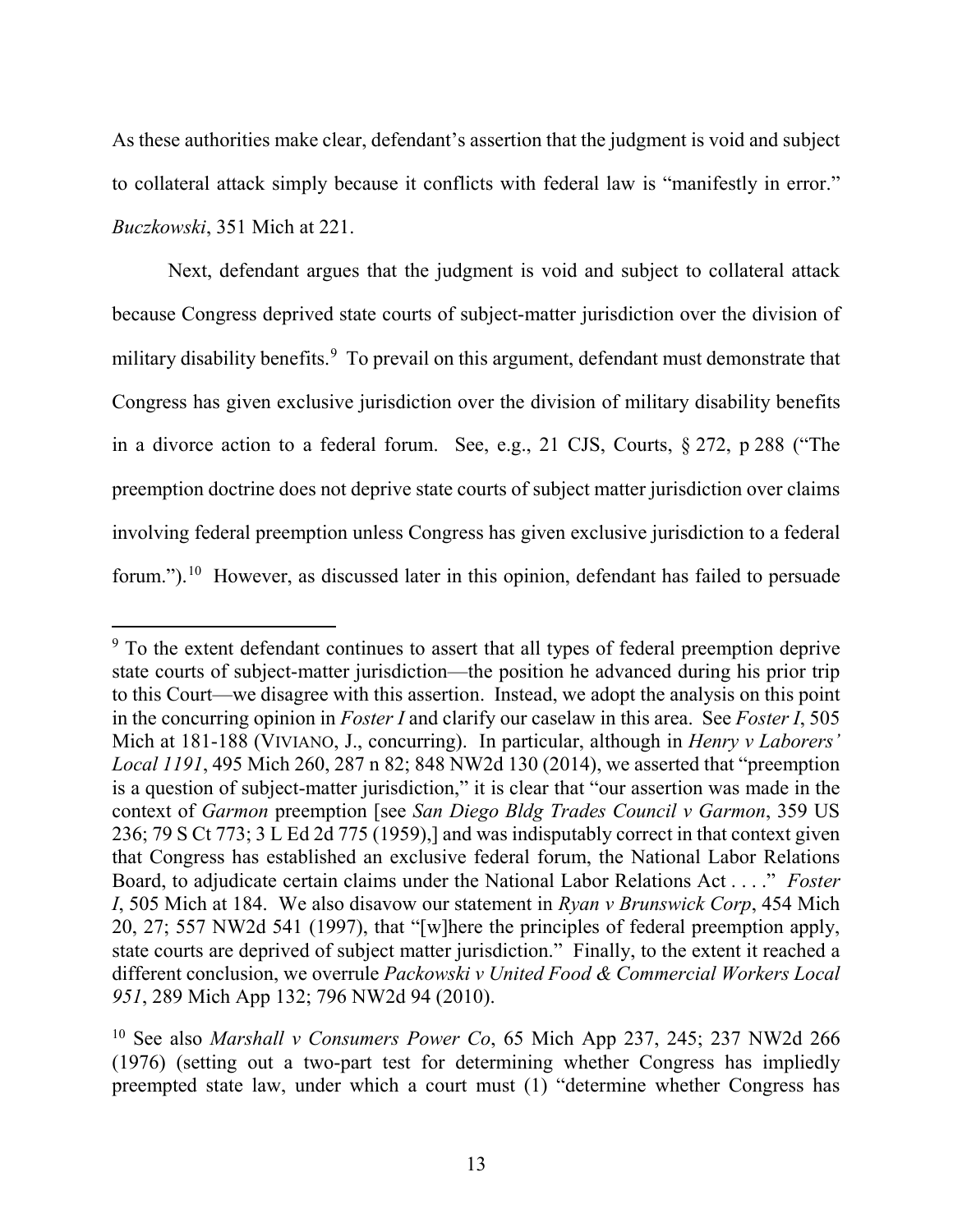As these authorities make clear, defendant's assertion that the judgment is void and subject to collateral attack simply because it conflicts with federal law is "manifestly in error." *Buczkowski*, 351 Mich at 221.

Next, defendant argues that the judgment is void and subject to collateral attack because Congress deprived state courts of subject-matter jurisdiction over the division of military disability benefits.[9] To prevail on this argument, defendant must demonstrate that Congress has given exclusive jurisdiction over the division of military disability benefits in a divorce action to a federal forum. See, e.g., 21 CJS, Courts, § 272, p 288 ("The preemption doctrine does not deprive state courts of subject matter jurisdiction over claims involving federal preemption unless Congress has given exclusive jurisdiction to a federal forum.").[10] However, as discussed later in this opinion, defendant has failed to persuade

---

[9] To the extent defendant continues to assert that all types of federal preemption deprive state courts of subject-matter jurisdiction—the position he advanced during his prior trip to this Court—we disagree with this assertion. Instead, we adopt the analysis on this point in the concurring opinion in *Foster I* and clarify our caselaw in this area. See *Foster I*, 505 Mich at 181-188 (VIVIANO, J., concurring). In particular, although in *Henry v Laborers' Local 1191*, 495 Mich 260, 287 n 82; 848 NW2d 130 (2014), we asserted that "preemption is a question of subject-matter jurisdiction," it is clear that "our assertion was made in the context of *Garmon* preemption [see *San Diego Bldg Trades Council v Garmon*, 359 US 236; 79 S Ct 773; 3 L Ed 2d 775 (1959),] and was indisputably correct in that context given that Congress has established an exclusive federal forum, the National Labor Relations Board, to adjudicate certain claims under the National Labor Relations Act . . . ." *Foster I*, 505 Mich at 184. We also disavow our statement in *Ryan v Brunswick Corp*, 454 Mich 20, 27; 557 NW2d 541 (1997), that "[w]here the principles of federal preemption apply, state courts are deprived of subject matter jurisdiction." Finally, to the extent it reached a different conclusion, we overrule *Packowski v United Food & Commercial Workers Local 951*, 289 Mich App 132; 796 NW2d 94 (2010).

[10] See also *Marshall v Consumers Power Co*, 65 Mich App 237, 245; 237 NW2d 266 (1976) (setting out a two-part test for determining whether Congress has impliedly preempted state law, under which a court must (1) "determine whether Congress has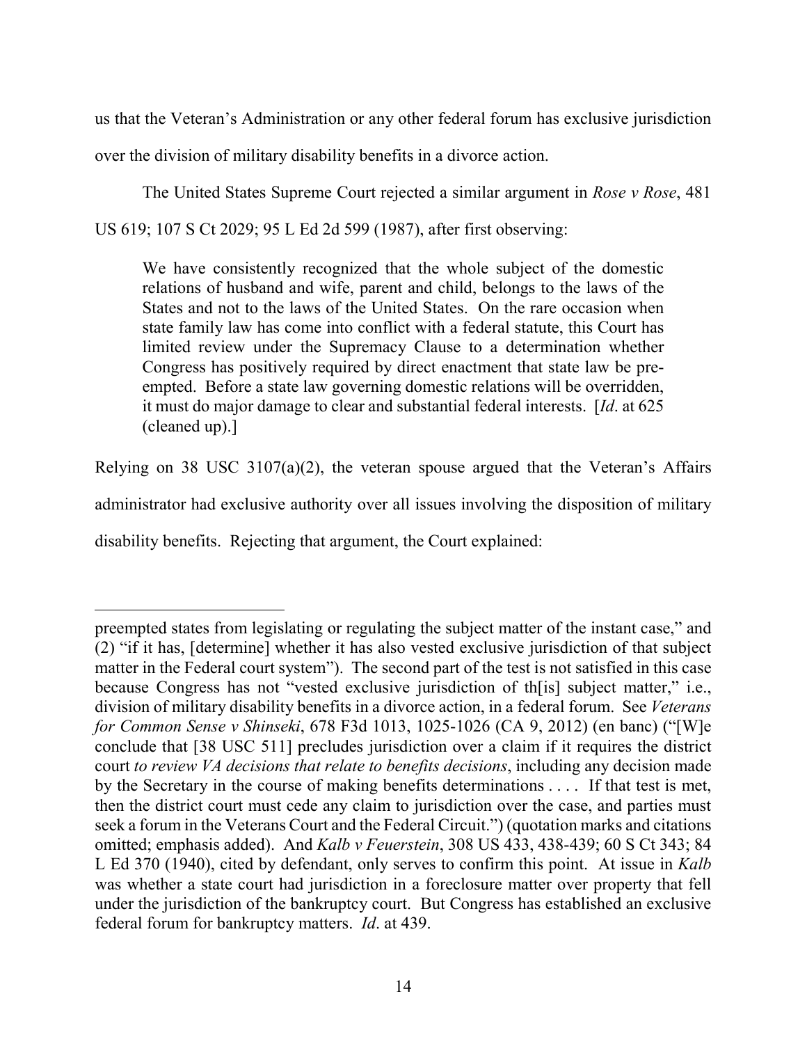us that the Veteran's Administration or any other federal forum has exclusive jurisdiction over the division of military disability benefits in a divorce action.

The United States Supreme Court rejected a similar argument in *Rose v Rose*, 481 US 619; 107 S Ct 2029; 95 L Ed 2d 599 (1987), after first observing:

> We have consistently recognized that the whole subject of the domestic relations of husband and wife, parent and child, belongs to the laws of the States and not to the laws of the United States. On the rare occasion when state family law has come into conflict with a federal statute, this Court has limited review under the Supremacy Clause to a determination whether Congress has positively required by direct enactment that state law be pre-empted. Before a state law governing domestic relations will be overridden, it must do major damage to clear and substantial federal interests. [*Id*. at 625 (cleaned up).]

Relying on 38 USC 3107(a)(2), the veteran spouse argued that the Veteran's Affairs administrator had exclusive authority over all issues involving the disposition of military disability benefits. Rejecting that argument, the Court explained:

---

preempted states from legislating or regulating the subject matter of the instant case," and (2) "if it has, [determine] whether it has also vested exclusive jurisdiction of that subject matter in the Federal court system"). The second part of the test is not satisfied in this case because Congress has not "vested exclusive jurisdiction of th[is] subject matter," i.e., division of military disability benefits in a divorce action, in a federal forum. See *Veterans for Common Sense v Shinseki*, 678 F3d 1013, 1025-1026 (CA 9, 2012) (en banc) ("[W]e conclude that [38 USC 511] precludes jurisdiction over a claim if it requires the district court *to review VA decisions that relate to benefits decisions*, including any decision made by the Secretary in the course of making benefits determinations . . . . If that test is met, then the district court must cede any claim to jurisdiction over the case, and parties must seek a forum in the Veterans Court and the Federal Circuit.") (quotation marks and citations omitted; emphasis added). And *Kalb v Feuerstein*, 308 US 433, 438-439; 60 S Ct 343; 84 L Ed 370 (1940), cited by defendant, only serves to confirm this point. At issue in *Kalb* was whether a state court had jurisdiction in a foreclosure matter over property that fell under the jurisdiction of the bankruptcy court. But Congress has established an exclusive federal forum for bankruptcy matters. *Id*. at 439.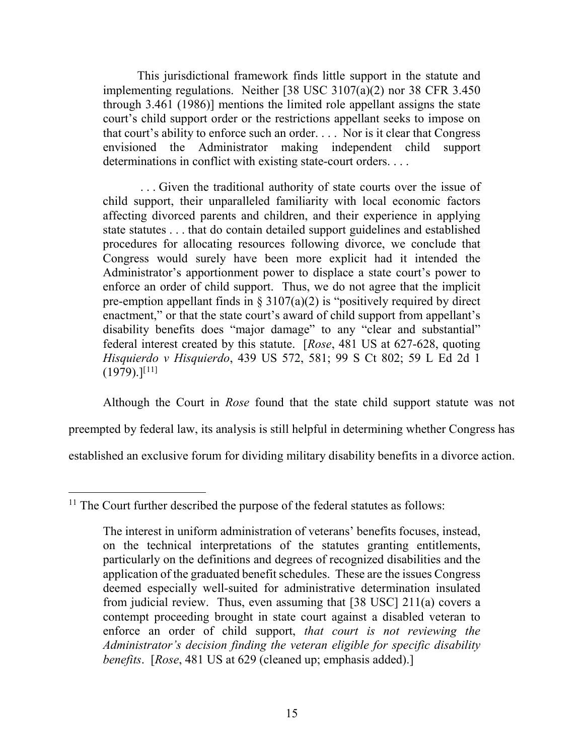> This jurisdictional framework finds little support in the statute and implementing regulations. Neither [38 USC 3107(a)(2) nor 38 CFR 3.450 through 3.461 (1986)] mentions the limited role appellant assigns the state court's child support order or the restrictions appellant seeks to impose on that court's ability to enforce such an order. . . . Nor is it clear that Congress envisioned the Administrator making independent child support determinations in conflict with existing state-court orders. . . .
>
> . . . Given the traditional authority of state courts over the issue of child support, their unparalleled familiarity with local economic factors affecting divorced parents and children, and their experience in applying state statutes . . . that do contain detailed support guidelines and established procedures for allocating resources following divorce, we conclude that Congress would surely have been more explicit had it intended the Administrator's apportionment power to displace a state court's power to enforce an order of child support. Thus, we do not agree that the implicit pre-emption appellant finds in § 3107(a)(2) is "positively required by direct enactment," or that the state court's award of child support from appellant's disability benefits does "major damage" to any "clear and substantial" federal interest created by this statute. [*Rose*, 481 US at 627-628, quoting *Hisquierdo v Hisquierdo*, 439 US 572, 581; 99 S Ct 802; 59 L Ed 2d 1 (1979).][11]

Although the Court in *Rose* found that the state child support statute was not preempted by federal law, its analysis is still helpful in determining whether Congress has established an exclusive forum for dividing military disability benefits in a divorce action.

---

[11] The Court further described the purpose of the federal statutes as follows:

> The interest in uniform administration of veterans' benefits focuses, instead, on the technical interpretations of the statutes granting entitlements, particularly on the definitions and degrees of recognized disabilities and the application of the graduated benefit schedules. These are the issues Congress deemed especially well-suited for administrative determination insulated from judicial review. Thus, even assuming that [38 USC] 211(a) covers a contempt proceeding brought in state court against a disabled veteran to enforce an order of child support, *that court is not reviewing the Administrator's decision finding the veteran eligible for specific disability benefits*. [*Rose*, 481 US at 629 (cleaned up; emphasis added).]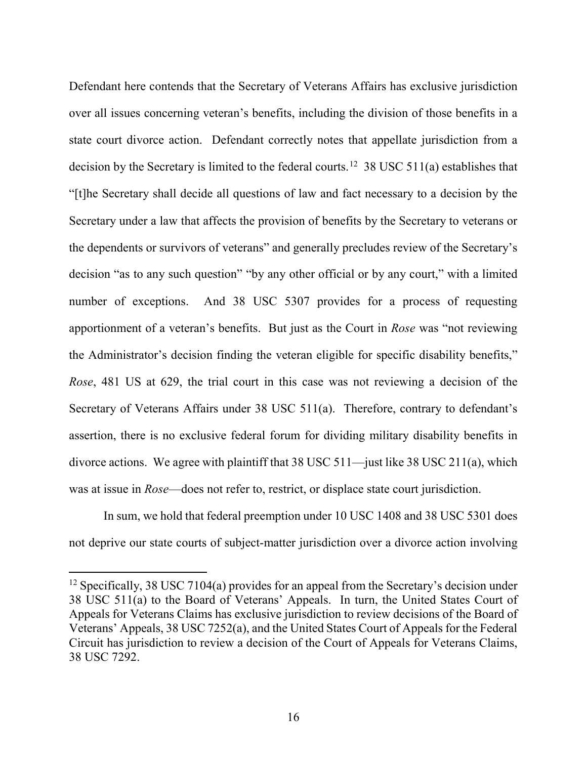Defendant here contends that the Secretary of Veterans Affairs has exclusive jurisdiction over all issues concerning veteran's benefits, including the division of those benefits in a state court divorce action. Defendant correctly notes that appellate jurisdiction from a decision by the Secretary is limited to the federal courts.[12] 38 USC 511(a) establishes that "[t]he Secretary shall decide all questions of law and fact necessary to a decision by the Secretary under a law that affects the provision of benefits by the Secretary to veterans or the dependents or survivors of veterans" and generally precludes review of the Secretary's decision "as to any such question" "by any other official or by any court," with a limited number of exceptions. And 38 USC 5307 provides for a process of requesting apportionment of a veteran's benefits. But just as the Court in *Rose* was "not reviewing the Administrator's decision finding the veteran eligible for specific disability benefits," *Rose*, 481 US at 629, the trial court in this case was not reviewing a decision of the Secretary of Veterans Affairs under 38 USC 511(a). Therefore, contrary to defendant's assertion, there is no exclusive federal forum for dividing military disability benefits in divorce actions. We agree with plaintiff that 38 USC 511—just like 38 USC 211(a), which was at issue in *Rose*—does not refer to, restrict, or displace state court jurisdiction.

In sum, we hold that federal preemption under 10 USC 1408 and 38 USC 5301 does not deprive our state courts of subject-matter jurisdiction over a divorce action involving

---

[12] Specifically, 38 USC 7104(a) provides for an appeal from the Secretary's decision under 38 USC 511(a) to the Board of Veterans' Appeals. In turn, the United States Court of Appeals for Veterans Claims has exclusive jurisdiction to review decisions of the Board of Veterans' Appeals, 38 USC 7252(a), and the United States Court of Appeals for the Federal Circuit has jurisdiction to review a decision of the Court of Appeals for Veterans Claims, 38 USC 7292.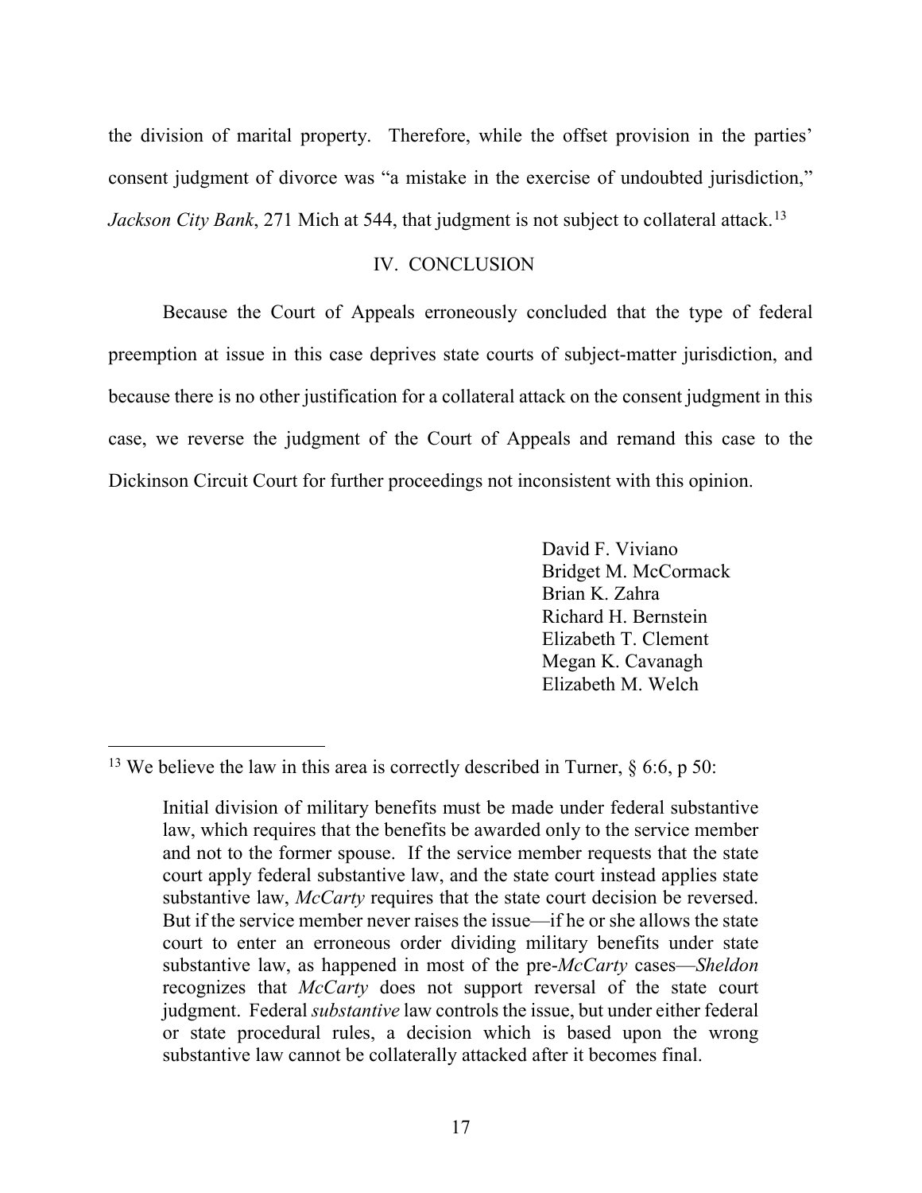the division of marital property. Therefore, while the offset provision in the parties' consent judgment of divorce was "a mistake in the exercise of undoubted jurisdiction," *Jackson City Bank*, 271 Mich at 544, that judgment is not subject to collateral attack.[13]

## IV. CONCLUSION

Because the Court of Appeals erroneously concluded that the type of federal preemption at issue in this case deprives state courts of subject-matter jurisdiction, and because there is no other justification for a collateral attack on the consent judgment in this case, we reverse the judgment of the Court of Appeals and remand this case to the Dickinson Circuit Court for further proceedings not inconsistent with this opinion.

David F. Viviano
Bridget M. McCormack
Brian K. Zahra
Richard H. Bernstein
Elizabeth T. Clement
Megan K. Cavanagh
Elizabeth M. Welch

---

[13] We believe the law in this area is correctly described in Turner, § 6:6, p 50:

> Initial division of military benefits must be made under federal substantive law, which requires that the benefits be awarded only to the service member and not to the former spouse. If the service member requests that the state court apply federal substantive law, and the state court instead applies state substantive law, *McCarty* requires that the state court decision be reversed. But if the service member never raises the issue—if he or she allows the state court to enter an erroneous order dividing military benefits under state substantive law, as happened in most of the pre-*McCarty* cases—*Sheldon* recognizes that *McCarty* does not support reversal of the state court judgment. Federal *substantive* law controls the issue, but under either federal or state procedural rules, a decision which is based upon the wrong substantive law cannot be collaterally attacked after it becomes final.